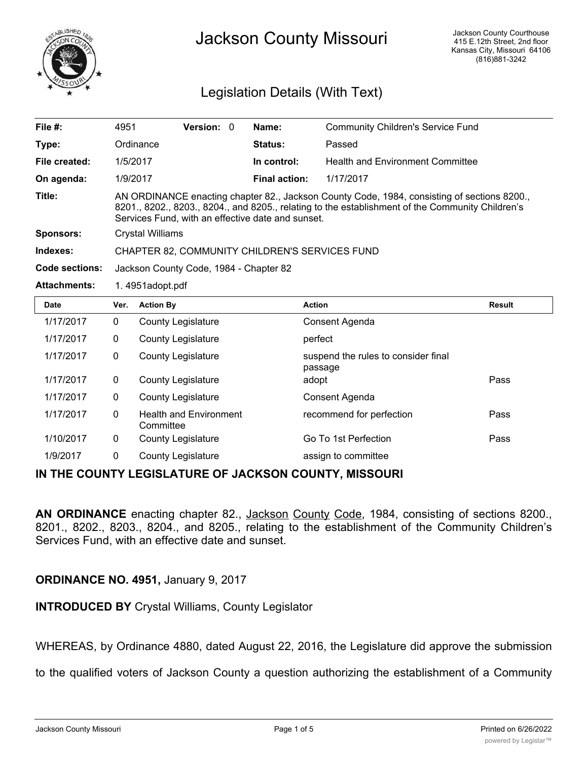# Jackson County Missouri

Jackson County Courthouse
415 E.12th Street, 2nd floor
Kansas City, Missouri 64106
(816)881-3242

## Legislation Details (With Text)

| | | | | | |
|---|---|---|---|---|---|
| **File #:** | 4951 | **Version:** | 0 | **Name:** | Community Children's Service Fund |
| **Type:** | Ordinance | | | **Status:** | Passed |
| **File created:** | 1/5/2017 | | | **In control:** | Health and Environment Committee |
| **On agenda:** | 1/9/2017 | | | **Final action:** | 1/17/2017 |

**Title:** AN ORDINANCE enacting chapter 82., Jackson County Code, 1984, consisting of sections 8200., 8201., 8202., 8203., 8204., and 8205., relating to the establishment of the Community Children's Services Fund, with an effective date and sunset.

**Sponsors:** Crystal Williams

**Indexes:** CHAPTER 82, COMMUNITY CHILDREN'S SERVICES FUND

**Code sections:** Jackson County Code, 1984 - Chapter 82

**Attachments:** 1. 4951adopt.pdf

| Date | Ver. | Action By | Action | Result |
|---|---|---|---|---|
| 1/17/2017 | 0 | County Legislature | Consent Agenda | |
| 1/17/2017 | 0 | County Legislature | perfect | |
| 1/17/2017 | 0 | County Legislature | suspend the rules to consider final passage | |
| 1/17/2017 | 0 | County Legislature | adopt | Pass |
| 1/17/2017 | 0 | County Legislature | Consent Agenda | |
| 1/17/2017 | 0 | Health and Environment Committee | recommend for perfection | Pass |
| 1/10/2017 | 0 | County Legislature | Go To 1st Perfection | Pass |
| 1/9/2017 | 0 | County Legislature | assign to committee | |

**IN THE COUNTY LEGISLATURE OF JACKSON COUNTY, MISSOURI**

**AN ORDINANCE** enacting chapter 82., Jackson County Code, 1984, consisting of sections 8200., 8201., 8202., 8203., 8204., and 8205., relating to the establishment of the Community Children's Services Fund, with an effective date and sunset.

**ORDINANCE NO. 4951,** January 9, 2017

**INTRODUCED BY** Crystal Williams, County Legislator

WHEREAS, by Ordinance 4880, dated August 22, 2016, the Legislature did approve the submission to the qualified voters of Jackson County a question authorizing the establishment of a Community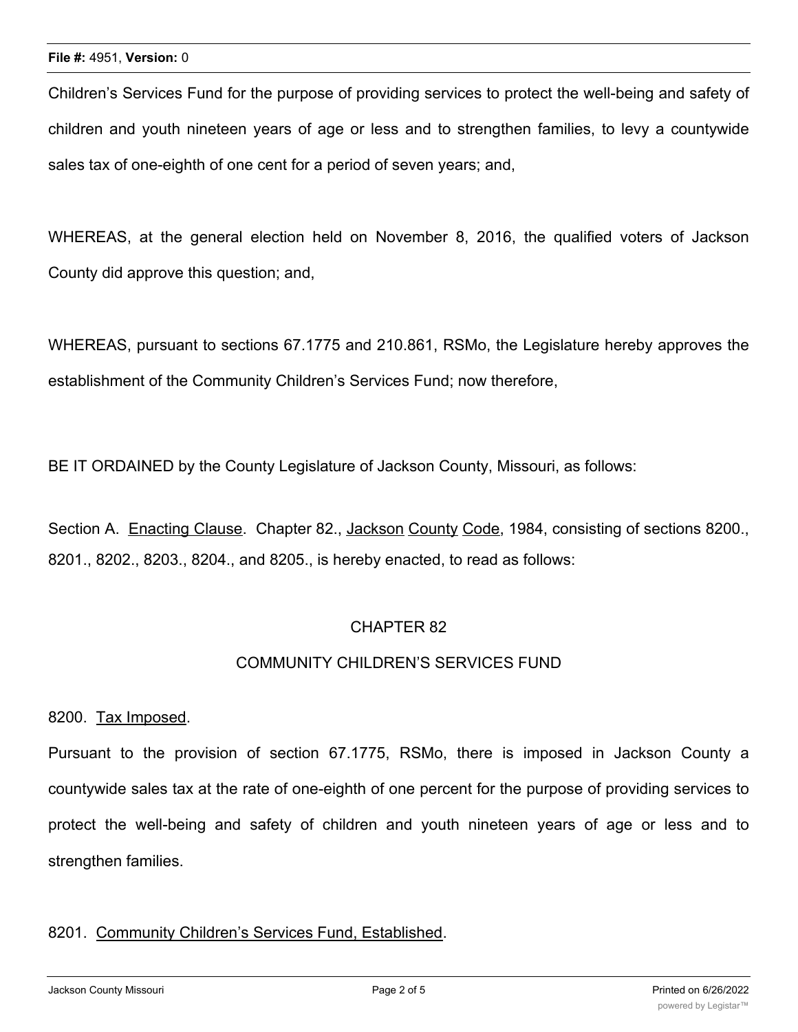Children’s Services Fund for the purpose of providing services to protect the well-being and safety of children and youth nineteen years of age or less and to strengthen families, to levy a countywide sales tax of one-eighth of one cent for a period of seven years; and,

WHEREAS, at the general election held on November 8, 2016, the qualified voters of Jackson County did approve this question; and,

WHEREAS, pursuant to sections 67.1775 and 210.861, RSMo, the Legislature hereby approves the establishment of the Community Children’s Services Fund; now therefore,

BE IT ORDAINED by the County Legislature of Jackson County, Missouri, as follows:

Section A. Enacting Clause. Chapter 82., Jackson County Code, 1984, consisting of sections 8200., 8201., 8202., 8203., 8204., and 8205., is hereby enacted, to read as follows:

CHAPTER 82

COMMUNITY CHILDREN’S SERVICES FUND

8200. Tax Imposed.

Pursuant to the provision of section 67.1775, RSMo, there is imposed in Jackson County a countywide sales tax at the rate of one-eighth of one percent for the purpose of providing services to protect the well-being and safety of children and youth nineteen years of age or less and to strengthen families.

8201. Community Children’s Services Fund, Established.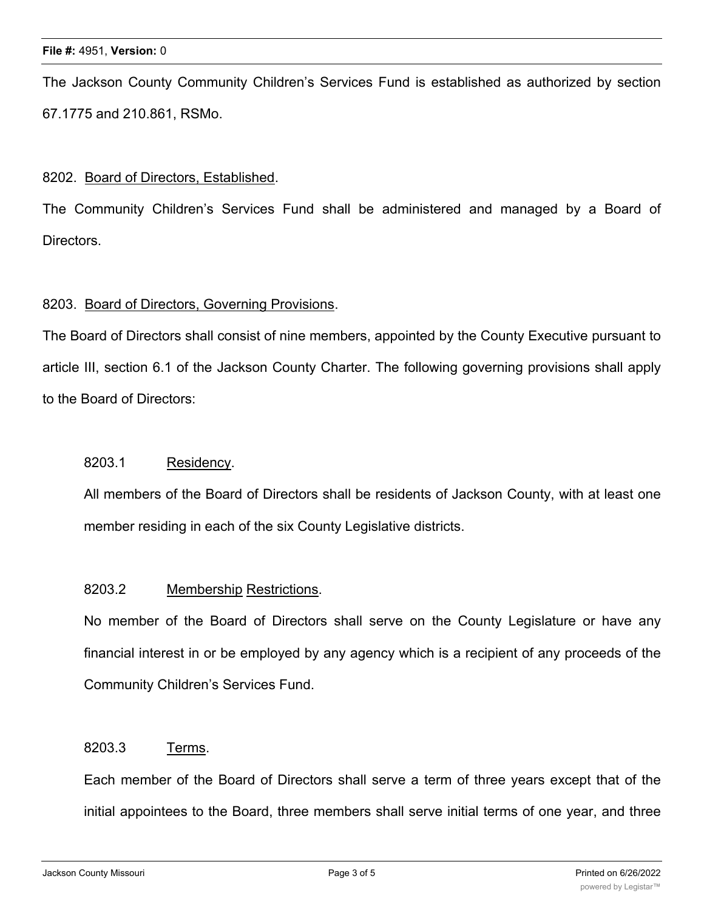The Jackson County Community Children's Services Fund is established as authorized by section 67.1775 and 210.861, RSMo.

8202. Board of Directors, Established.

The Community Children's Services Fund shall be administered and managed by a Board of Directors.

8203. Board of Directors, Governing Provisions.

The Board of Directors shall consist of nine members, appointed by the County Executive pursuant to article III, section 6.1 of the Jackson County Charter. The following governing provisions shall apply to the Board of Directors:

8203.1 Residency.

All members of the Board of Directors shall be residents of Jackson County, with at least one member residing in each of the six County Legislative districts.

8203.2 Membership Restrictions.

No member of the Board of Directors shall serve on the County Legislature or have any financial interest in or be employed by any agency which is a recipient of any proceeds of the Community Children's Services Fund.

8203.3 Terms.

Each member of the Board of Directors shall serve a term of three years except that of the initial appointees to the Board, three members shall serve initial terms of one year, and three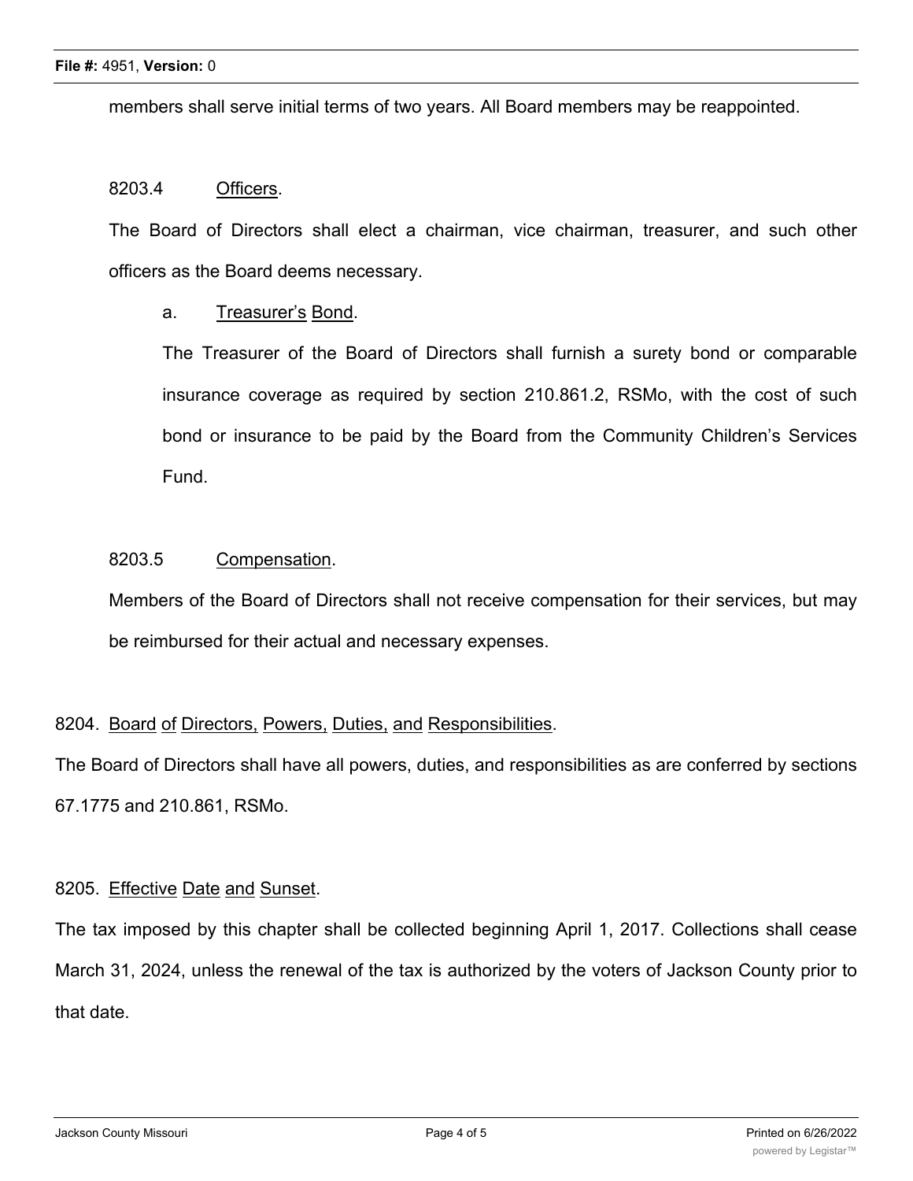members shall serve initial terms of two years. All Board members may be reappointed.

8203.4 Officers.

The Board of Directors shall elect a chairman, vice chairman, treasurer, and such other officers as the Board deems necessary.

a. Treasurer's Bond.

The Treasurer of the Board of Directors shall furnish a surety bond or comparable insurance coverage as required by section 210.861.2, RSMo, with the cost of such bond or insurance to be paid by the Board from the Community Children's Services Fund.

8203.5 Compensation.

Members of the Board of Directors shall not receive compensation for their services, but may be reimbursed for their actual and necessary expenses.

8204. Board of Directors, Powers, Duties, and Responsibilities.

The Board of Directors shall have all powers, duties, and responsibilities as are conferred by sections 67.1775 and 210.861, RSMo.

8205. Effective Date and Sunset.

The tax imposed by this chapter shall be collected beginning April 1, 2017. Collections shall cease March 31, 2024, unless the renewal of the tax is authorized by the voters of Jackson County prior to that date.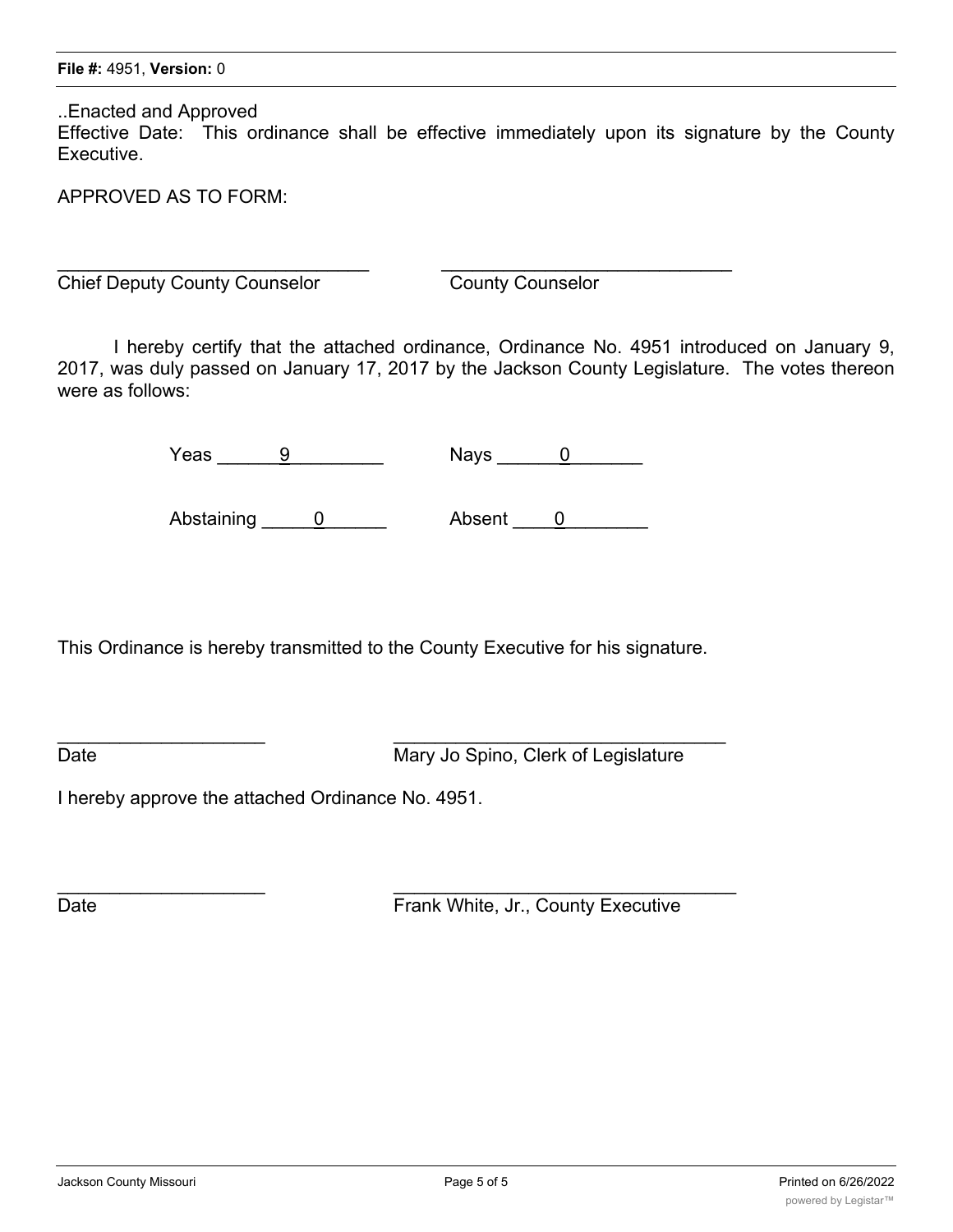..Enacted and Approved

Effective Date: This ordinance shall be effective immediately upon its signature by the County Executive.

APPROVED AS TO FORM:

______________________________ ______________________________

Chief Deputy County Counselor County Counselor

I hereby certify that the attached ordinance, Ordinance No. 4951 introduced on January 9, 2017, was duly passed on January 17, 2017 by the Jackson County Legislature. The votes thereon were as follows:

Yeas ______9________ Nays ______0_______

Abstaining _____0______ Absent ____0________

This Ordinance is hereby transmitted to the County Executive for his signature.

____________________ ________________________________

Date Mary Jo Spino, Clerk of Legislature

I hereby approve the attached Ordinance No. 4951.

____________________ ________________________________

Date Frank White, Jr., County Executive